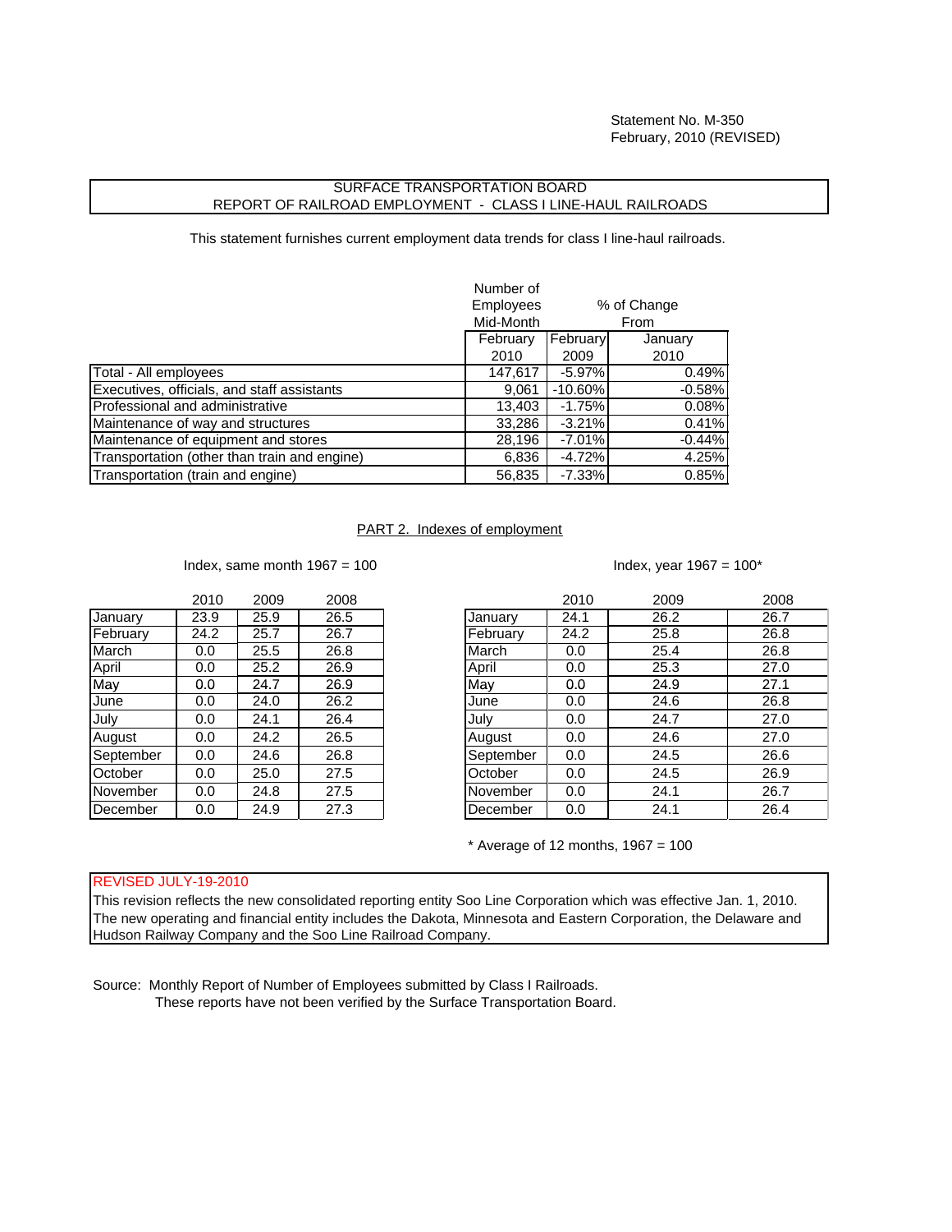Statement No. M-350
February, 2010 (REVISED)

# SURFACE TRANSPORTATION BOARD
## REPORT OF RAILROAD EMPLOYMENT - CLASS I LINE-HAUL RAILROADS

This statement furnishes current employment data trends for class I line-haul railroads.

| | Number of Employees Mid-Month | % of Change From | |
|---|---|---|---|
| | February 2010 | February 2009 | January 2010 |
| Total - All employees | 147,617 | -5.97% | 0.49% |
| Executives, officials, and staff assistants | 9,061 | -10.60% | -0.58% |
| Professional and administrative | 13,403 | -1.75% | 0.08% |
| Maintenance of way and structures | 33,286 | -3.21% | 0.41% |
| Maintenance of equipment and stores | 28,196 | -7.01% | -0.44% |
| Transportation (other than train and engine) | 6,836 | -4.72% | 4.25% |
| Transportation (train and engine) | 56,835 | -7.33% | 0.85% |

## PART 2. Indexes of employment

Index, same month 1967 = 100

| | 2010 | 2009 | 2008 |
|---|---|---|---|
| January | 23.9 | 25.9 | 26.5 |
| February | 24.2 | 25.7 | 26.7 |
| March | 0.0 | 25.5 | 26.8 |
| April | 0.0 | 25.2 | 26.9 |
| May | 0.0 | 24.7 | 26.9 |
| June | 0.0 | 24.0 | 26.2 |
| July | 0.0 | 24.1 | 26.4 |
| August | 0.0 | 24.2 | 26.5 |
| September | 0.0 | 24.6 | 26.8 |
| October | 0.0 | 25.0 | 27.5 |
| November | 0.0 | 24.8 | 27.5 |
| December | 0.0 | 24.9 | 27.3 |

Index, year 1967 = 100*

| | 2010 | 2009 | 2008 |
|---|---|---|---|
| January | 24.1 | 26.2 | 26.7 |
| February | 24.2 | 25.8 | 26.8 |
| March | 0.0 | 25.4 | 26.8 |
| April | 0.0 | 25.3 | 27.0 |
| May | 0.0 | 24.9 | 27.1 |
| June | 0.0 | 24.6 | 26.8 |
| July | 0.0 | 24.7 | 27.0 |
| August | 0.0 | 24.6 | 27.0 |
| September | 0.0 | 24.5 | 26.6 |
| October | 0.0 | 24.5 | 26.9 |
| November | 0.0 | 24.1 | 26.7 |
| December | 0.0 | 24.1 | 26.4 |

* Average of 12 months, 1967 = 100

REVISED JULY-19-2010
This revision reflects the new consolidated reporting entity Soo Line Corporation which was effective Jan. 1, 2010. The new operating and financial entity includes the Dakota, Minnesota and Eastern Corporation, the Delaware and Hudson Railway Company and the Soo Line Railroad Company.

Source: Monthly Report of Number of Employees submitted by Class I Railroads.
These reports have not been verified by the Surface Transportation Board.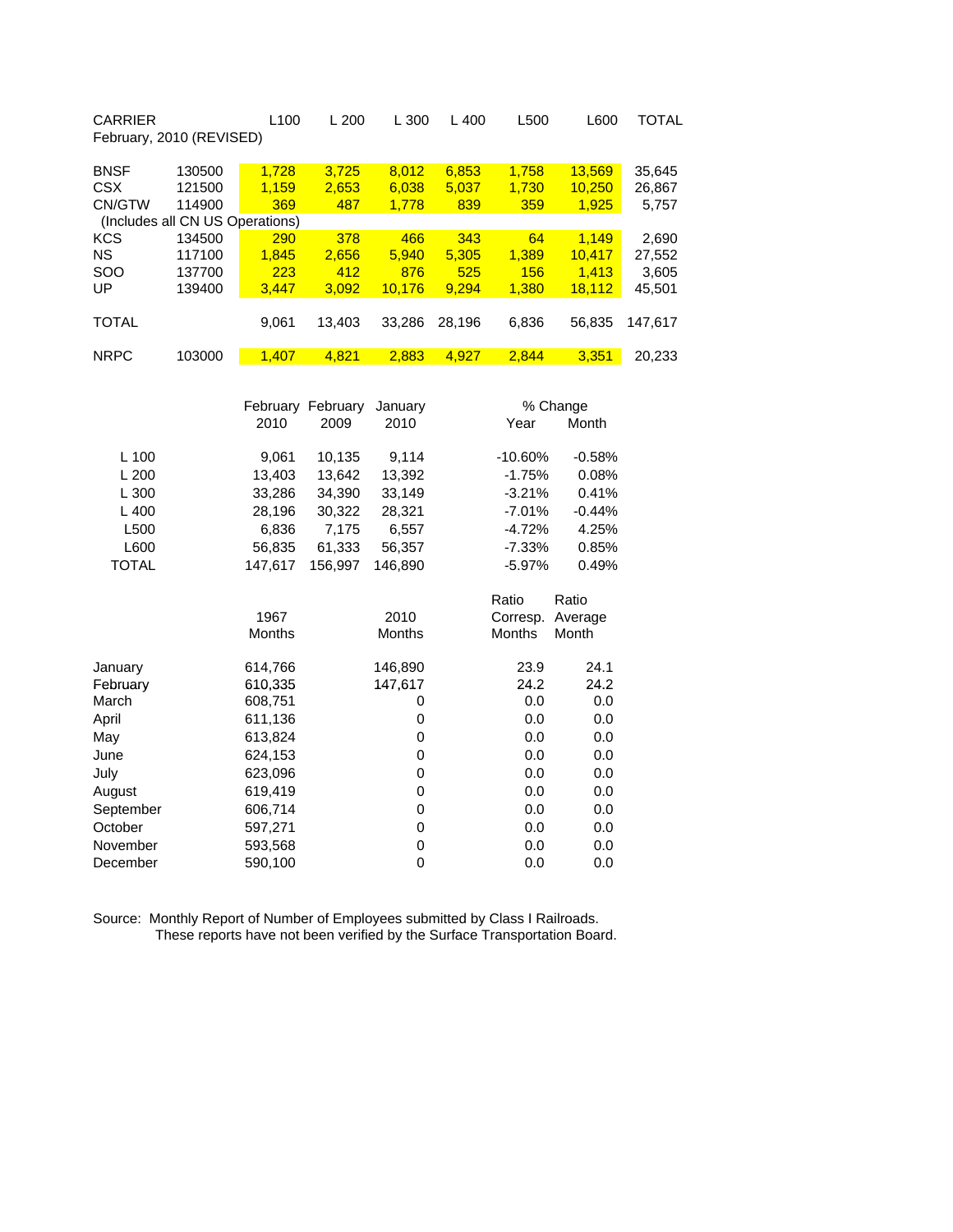| CARRIER | | L100 | L 200 | L 300 | L 400 | L500 | L600 | TOTAL |
|---|---|---|---|---|---|---|---|---|
| February, 2010 (REVISED) | | | | | | | | |
| BNSF | 130500 | 1,728 | 3,725 | 8,012 | 6,853 | 1,758 | 13,569 | 35,645 |
| CSX | 121500 | 1,159 | 2,653 | 6,038 | 5,037 | 1,730 | 10,250 | 26,867 |
| CN/GTW | 114900 | 369 | 487 | 1,778 | 839 | 359 | 1,925 | 5,757 |
| (Includes all CN US Operations) | | | | | | | | |
| KCS | 134500 | 290 | 378 | 466 | 343 | 64 | 1,149 | 2,690 |
| NS | 117100 | 1,845 | 2,656 | 5,940 | 5,305 | 1,389 | 10,417 | 27,552 |
| SOO | 137700 | 223 | 412 | 876 | 525 | 156 | 1,413 | 3,605 |
| UP | 139400 | 3,447 | 3,092 | 10,176 | 9,294 | 1,380 | 18,112 | 45,501 |
| TOTAL | | 9,061 | 13,403 | 33,286 | 28,196 | 6,836 | 56,835 | 147,617 |
| NRPC | 103000 | 1,407 | 4,821 | 2,883 | 4,927 | 2,844 | 3,351 | 20,233 |

| | February 2010 | February 2009 | January 2010 | % Change Year | % Change Month |
|---|---|---|---|---|---|
| L 100 | 9,061 | 10,135 | 9,114 | -10.60% | -0.58% |
| L 200 | 13,403 | 13,642 | 13,392 | -1.75% | 0.08% |
| L 300 | 33,286 | 34,390 | 33,149 | -3.21% | 0.41% |
| L 400 | 28,196 | 30,322 | 28,321 | -7.01% | -0.44% |
| L500 | 6,836 | 7,175 | 6,557 | -4.72% | 4.25% |
| L600 | 56,835 | 61,333 | 56,357 | -7.33% | 0.85% |
| TOTAL | 147,617 | 156,997 | 146,890 | -5.97% | 0.49% |

| | 1967 Months | 2010 Months | Ratio Corresp. Months | Ratio Average Month |
|---|---|---|---|---|
| January | 614,766 | 146,890 | 23.9 | 24.1 |
| February | 610,335 | 147,617 | 24.2 | 24.2 |
| March | 608,751 | 0 | 0.0 | 0.0 |
| April | 611,136 | 0 | 0.0 | 0.0 |
| May | 613,824 | 0 | 0.0 | 0.0 |
| June | 624,153 | 0 | 0.0 | 0.0 |
| July | 623,096 | 0 | 0.0 | 0.0 |
| August | 619,419 | 0 | 0.0 | 0.0 |
| September | 606,714 | 0 | 0.0 | 0.0 |
| October | 597,271 | 0 | 0.0 | 0.0 |
| November | 593,568 | 0 | 0.0 | 0.0 |
| December | 590,100 | 0 | 0.0 | 0.0 |

Source: Monthly Report of Number of Employees submitted by Class I Railroads.
These reports have not been verified by the Surface Transportation Board.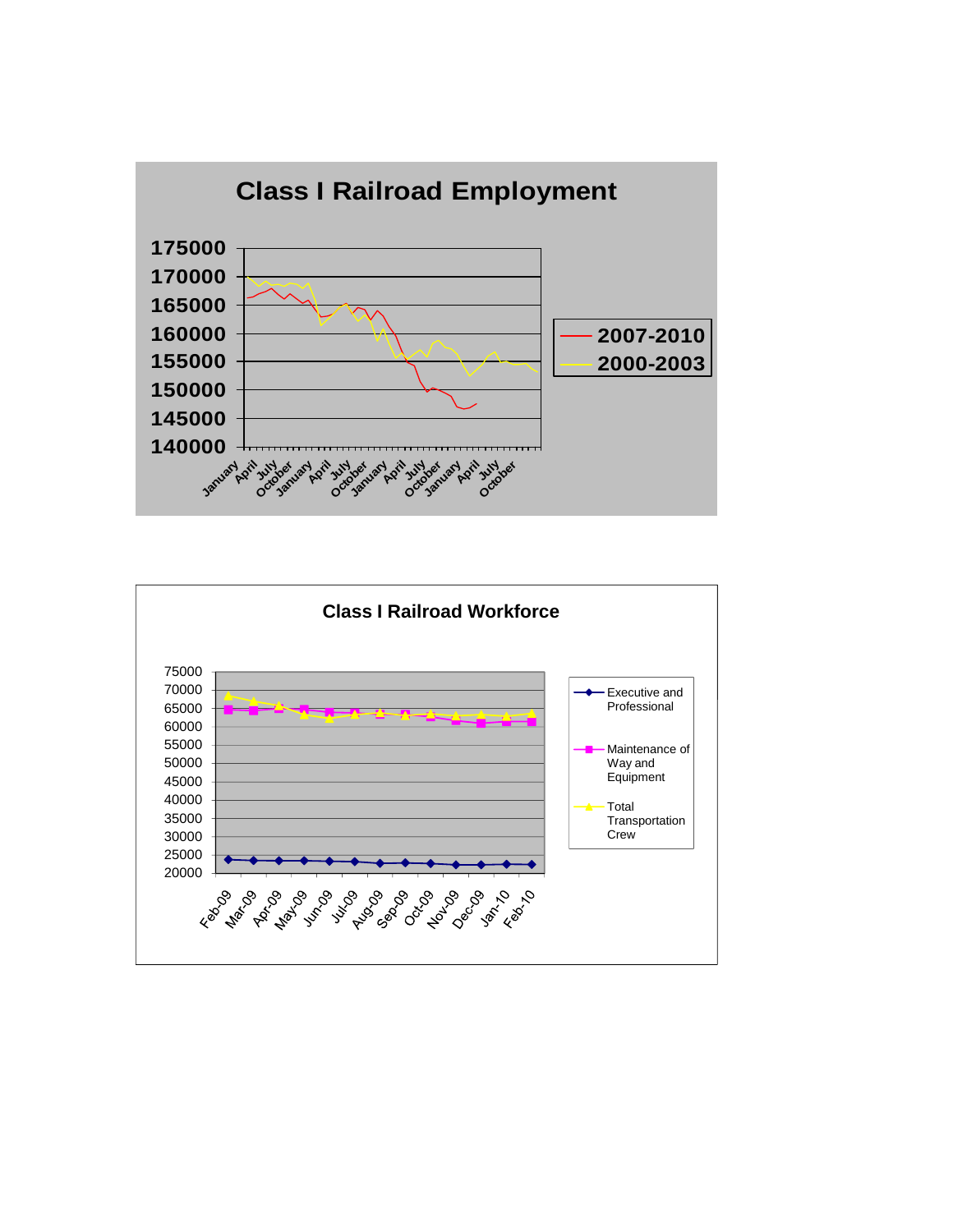**Class I Railroad Employment**

175000
170000
165000
160000
155000
150000
145000
140000

January April July October January April July October January April July October January April July October

2007-2010
2000-2003

**Class I Railroad Workforce**

75000
70000
65000
60000
55000
50000
45000
40000
35000
30000
25000
20000

Feb-09 Mar-09 Apr-09 May-09 Jun-09 Jul-09 Aug-09 Sep-09 Oct-09 Nov-09 Dec-09 Jan-10 Feb-10

Executive and Professional
Maintenance of Way and Equipment
Total Transportation Crew